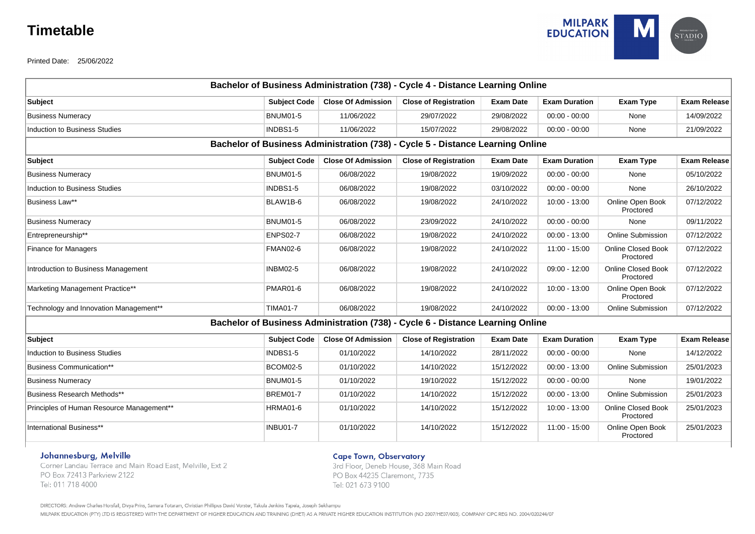# Timetable

Printed Date: 25/06/2022

| Bachelor of Business Administration (738) - Cycle 4 - Distance Learning Online | | | | | | | |
|---|---|---|---|---|---|---|---|
| **Subject** | **Subject Code** | **Close Of Admission** | **Close of Registration** | **Exam Date** | **Exam Duration** | **Exam Type** | **Exam Release** |
| Business Numeracy | BNUM01-5 | 11/06/2022 | 29/07/2022 | 29/08/2022 | 00:00 - 00:00 | None | 14/09/2022 |
| Induction to Business Studies | INDBS1-5 | 11/06/2022 | 15/07/2022 | 29/08/2022 | 00:00 - 00:00 | None | 21/09/2022 |

| Bachelor of Business Administration (738) - Cycle 5 - Distance Learning Online | | | | | | | |
|---|---|---|---|---|---|---|---|
| **Subject** | **Subject Code** | **Close Of Admission** | **Close of Registration** | **Exam Date** | **Exam Duration** | **Exam Type** | **Exam Release** |
| Business Numeracy | BNUM01-5 | 06/08/2022 | 19/08/2022 | 19/09/2022 | 00:00 - 00:00 | None | 05/10/2022 |
| Induction to Business Studies | INDBS1-5 | 06/08/2022 | 19/08/2022 | 03/10/2022 | 00:00 - 00:00 | None | 26/10/2022 |
| Business Law** | BLAW1B-6 | 06/08/2022 | 19/08/2022 | 24/10/2022 | 10:00 - 13:00 | Online Open Book Proctored | 07/12/2022 |
| Business Numeracy | BNUM01-5 | 06/08/2022 | 23/09/2022 | 24/10/2022 | 00:00 - 00:00 | None | 09/11/2022 |
| Entrepreneurship** | ENPS02-7 | 06/08/2022 | 19/08/2022 | 24/10/2022 | 00:00 - 13:00 | Online Submission | 07/12/2022 |
| Finance for Managers | FMAN02-6 | 06/08/2022 | 19/08/2022 | 24/10/2022 | 11:00 - 15:00 | Online Closed Book Proctored | 07/12/2022 |
| Introduction to Business Management | INBM02-5 | 06/08/2022 | 19/08/2022 | 24/10/2022 | 09:00 - 12:00 | Online Closed Book Proctored | 07/12/2022 |
| Marketing Management Practice** | PMAR01-6 | 06/08/2022 | 19/08/2022 | 24/10/2022 | 10:00 - 13:00 | Online Open Book Proctored | 07/12/2022 |
| Technology and Innovation Management** | TIMA01-7 | 06/08/2022 | 19/08/2022 | 24/10/2022 | 00:00 - 13:00 | Online Submission | 07/12/2022 |

| Bachelor of Business Administration (738) - Cycle 6 - Distance Learning Online | | | | | | | |
|---|---|---|---|---|---|---|---|
| **Subject** | **Subject Code** | **Close Of Admission** | **Close of Registration** | **Exam Date** | **Exam Duration** | **Exam Type** | **Exam Release** |
| Induction to Business Studies | INDBS1-5 | 01/10/2022 | 14/10/2022 | 28/11/2022 | 00:00 - 00:00 | None | 14/12/2022 |
| Business Communication** | BCOM02-5 | 01/10/2022 | 14/10/2022 | 15/12/2022 | 00:00 - 13:00 | Online Submission | 25/01/2023 |
| Business Numeracy | BNUM01-5 | 01/10/2022 | 19/10/2022 | 15/12/2022 | 00:00 - 00:00 | None | 19/01/2022 |
| Business Research Methods** | BREM01-7 | 01/10/2022 | 14/10/2022 | 15/12/2022 | 00:00 - 13:00 | Online Submission | 25/01/2023 |
| Principles of Human Resource Management** | HRMA01-6 | 01/10/2022 | 14/10/2022 | 15/12/2022 | 10:00 - 13:00 | Online Closed Book Proctored | 25/01/2023 |
| International Business** | INBU01-7 | 01/10/2022 | 14/10/2022 | 15/12/2022 | 11:00 - 15:00 | Online Open Book Proctored | 25/01/2023 |

**Johannesburg, Melville**
Corner Landau Terrace and Main Road East, Melville, Ext 2
PO Box 72413 Parkview 2122
Tel: 011 718 4000

**Cape Town, Observatory**
3rd Floor, Deneb House, 368 Main Road
PO Box 44235 Claremont, 7735
Tel: 021 673 9100

DIRECTORS: Andrew Charles Horsfall, Divya Prins, Samara Totaram, Christian Phillipus David Vorster, Takula Jenkins Tapela, Joseph Sekhampu

MILPARK EDUCATION (PTY) LTD IS REGISTERED WITH THE DEPARTMENT OF HIGHER EDUCATION AND TRAINING (DHET) AS A PRIVATE HIGHER EDUCATION INSTITUTION (NO 2007/HE07/003). COMPANY CIPC REG NO. 2004/020244/07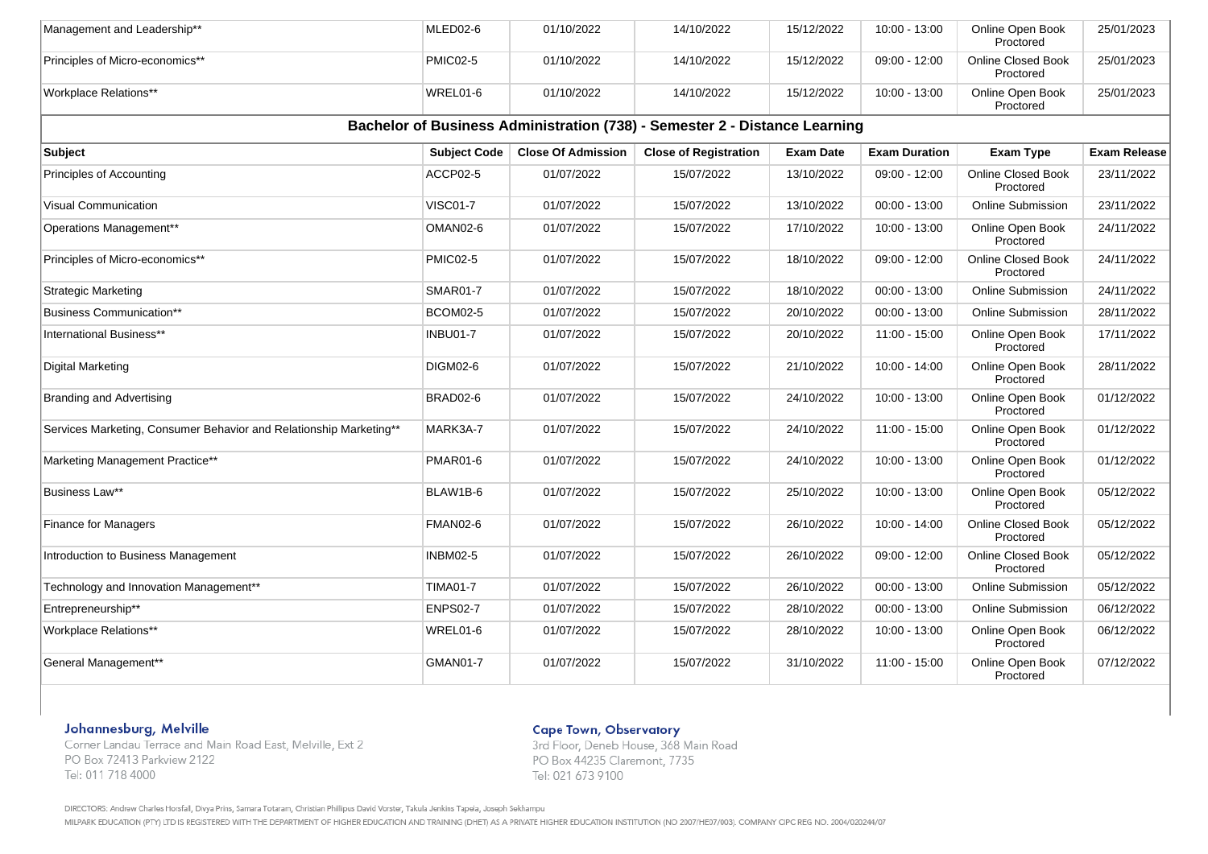| Subject | Subject Code | Close Of Admission | Close of Registration | Exam Date | Exam Duration | Exam Type | Exam Release |
|---|---|---|---|---|---|---|---|
| Management and Leadership** | MLED02-6 | 01/10/2022 | 14/10/2022 | 15/12/2022 | 10:00 - 13:00 | Online Open Book Proctored | 25/01/2023 |
| Principles of Micro-economics** | PMIC02-5 | 01/10/2022 | 14/10/2022 | 15/12/2022 | 09:00 - 12:00 | Online Closed Book Proctored | 25/01/2023 |
| Workplace Relations** | WREL01-6 | 01/10/2022 | 14/10/2022 | 15/12/2022 | 10:00 - 13:00 | Online Open Book Proctored | 25/01/2023 |

## Bachelor of Business Administration (738) - Semester 2 - Distance Learning

| Subject | Subject Code | Close Of Admission | Close of Registration | Exam Date | Exam Duration | Exam Type | Exam Release |
|---|---|---|---|---|---|---|---|
| Principles of Accounting | ACCP02-5 | 01/07/2022 | 15/07/2022 | 13/10/2022 | 09:00 - 12:00 | Online Closed Book Proctored | 23/11/2022 |
| Visual Communication | VISC01-7 | 01/07/2022 | 15/07/2022 | 13/10/2022 | 00:00 - 13:00 | Online Submission | 23/11/2022 |
| Operations Management** | OMAN02-6 | 01/07/2022 | 15/07/2022 | 17/10/2022 | 10:00 - 13:00 | Online Open Book Proctored | 24/11/2022 |
| Principles of Micro-economics** | PMIC02-5 | 01/07/2022 | 15/07/2022 | 18/10/2022 | 09:00 - 12:00 | Online Closed Book Proctored | 24/11/2022 |
| Strategic Marketing | SMAR01-7 | 01/07/2022 | 15/07/2022 | 18/10/2022 | 00:00 - 13:00 | Online Submission | 24/11/2022 |
| Business Communication** | BCOM02-5 | 01/07/2022 | 15/07/2022 | 20/10/2022 | 00:00 - 13:00 | Online Submission | 28/11/2022 |
| International Business** | INBU01-7 | 01/07/2022 | 15/07/2022 | 20/10/2022 | 11:00 - 15:00 | Online Open Book Proctored | 17/11/2022 |
| Digital Marketing | DIGM02-6 | 01/07/2022 | 15/07/2022 | 21/10/2022 | 10:00 - 14:00 | Online Open Book Proctored | 28/11/2022 |
| Branding and Advertising | BRAD02-6 | 01/07/2022 | 15/07/2022 | 24/10/2022 | 10:00 - 13:00 | Online Open Book Proctored | 01/12/2022 |
| Services Marketing, Consumer Behavior and Relationship Marketing** | MARK3A-7 | 01/07/2022 | 15/07/2022 | 24/10/2022 | 11:00 - 15:00 | Online Open Book Proctored | 01/12/2022 |
| Marketing Management Practice** | PMAR01-6 | 01/07/2022 | 15/07/2022 | 24/10/2022 | 10:00 - 13:00 | Online Open Book Proctored | 01/12/2022 |
| Business Law** | BLAW1B-6 | 01/07/2022 | 15/07/2022 | 25/10/2022 | 10:00 - 13:00 | Online Open Book Proctored | 05/12/2022 |
| Finance for Managers | FMAN02-6 | 01/07/2022 | 15/07/2022 | 26/10/2022 | 10:00 - 14:00 | Online Closed Book Proctored | 05/12/2022 |
| Introduction to Business Management | INBM02-5 | 01/07/2022 | 15/07/2022 | 26/10/2022 | 09:00 - 12:00 | Online Closed Book Proctored | 05/12/2022 |
| Technology and Innovation Management** | TIMA01-7 | 01/07/2022 | 15/07/2022 | 26/10/2022 | 00:00 - 13:00 | Online Submission | 05/12/2022 |
| Entrepreneurship** | ENPS02-7 | 01/07/2022 | 15/07/2022 | 28/10/2022 | 00:00 - 13:00 | Online Submission | 06/12/2022 |
| Workplace Relations** | WREL01-6 | 01/07/2022 | 15/07/2022 | 28/10/2022 | 10:00 - 13:00 | Online Open Book Proctored | 06/12/2022 |
| General Management** | GMAN01-7 | 01/07/2022 | 15/07/2022 | 31/10/2022 | 11:00 - 15:00 | Online Open Book Proctored | 07/12/2022 |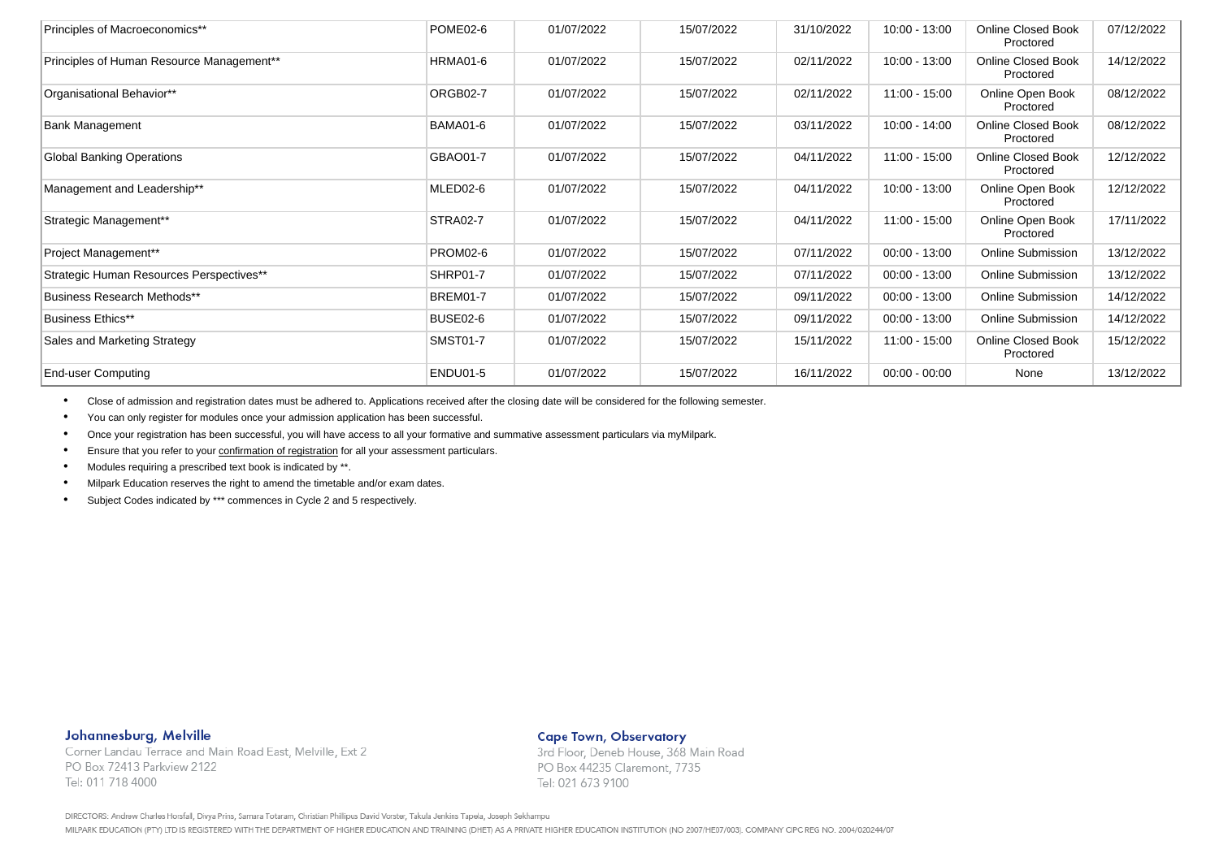| | | | | | | | |
|---|---|---|---|---|---|---|---|
| Principles of Macroeconomics** | POME02-6 | 01/07/2022 | 15/07/2022 | 31/10/2022 | 10:00 - 13:00 | Online Closed Book Proctored | 07/12/2022 |
| Principles of Human Resource Management** | HRMA01-6 | 01/07/2022 | 15/07/2022 | 02/11/2022 | 10:00 - 13:00 | Online Closed Book Proctored | 14/12/2022 |
| Organisational Behavior** | ORGB02-7 | 01/07/2022 | 15/07/2022 | 02/11/2022 | 11:00 - 15:00 | Online Open Book Proctored | 08/12/2022 |
| Bank Management | BAMA01-6 | 01/07/2022 | 15/07/2022 | 03/11/2022 | 10:00 - 14:00 | Online Closed Book Proctored | 08/12/2022 |
| Global Banking Operations | GBAO01-7 | 01/07/2022 | 15/07/2022 | 04/11/2022 | 11:00 - 15:00 | Online Closed Book Proctored | 12/12/2022 |
| Management and Leadership** | MLED02-6 | 01/07/2022 | 15/07/2022 | 04/11/2022 | 10:00 - 13:00 | Online Open Book Proctored | 12/12/2022 |
| Strategic Management** | STRA02-7 | 01/07/2022 | 15/07/2022 | 04/11/2022 | 11:00 - 15:00 | Online Open Book Proctored | 17/11/2022 |
| Project Management** | PROM02-6 | 01/07/2022 | 15/07/2022 | 07/11/2022 | 00:00 - 13:00 | Online Submission | 13/12/2022 |
| Strategic Human Resources Perspectives** | SHRP01-7 | 01/07/2022 | 15/07/2022 | 07/11/2022 | 00:00 - 13:00 | Online Submission | 13/12/2022 |
| Business Research Methods** | BREM01-7 | 01/07/2022 | 15/07/2022 | 09/11/2022 | 00:00 - 13:00 | Online Submission | 14/12/2022 |
| Business Ethics** | BUSE02-6 | 01/07/2022 | 15/07/2022 | 09/11/2022 | 00:00 - 13:00 | Online Submission | 14/12/2022 |
| Sales and Marketing Strategy | SMST01-7 | 01/07/2022 | 15/07/2022 | 15/11/2022 | 11:00 - 15:00 | Online Closed Book Proctored | 15/12/2022 |
| End-user Computing | ENDU01-5 | 01/07/2022 | 15/07/2022 | 16/11/2022 | 00:00 - 00:00 | None | 13/12/2022 |

- Close of admission and registration dates must be adhered to. Applications received after the closing date will be considered for the following semester.
- You can only register for modules once your admission application has been successful.
- Once your registration has been successful, you will have access to all your formative and summative assessment particulars via myMilpark.
- Ensure that you refer to your confirmation of registration for all your assessment particulars.
- Modules requiring a prescribed text book is indicated by **.
- Milpark Education reserves the right to amend the timetable and/or exam dates.
- Subject Codes indicated by *** commences in Cycle 2 and 5 respectively.

**Johannesburg, Melville**
Corner Landau Terrace and Main Road East, Melville, Ext 2
PO Box 72413 Parkview 2122
Tel: 011 718 4000

**Cape Town, Observatory**
3rd Floor, Deneb House, 368 Main Road
PO Box 44235 Claremont, 7735
Tel: 021 673 9100

DIRECTORS: Andrew Charles Horsfall, Divya Prins, Samara Totaram, Christian Phillipus David Vorster, Takula Jenkins Tapela, Joseph Sekhampu

MILPARK EDUCATION (PTY) LTD IS REGISTERED WITH THE DEPARTMENT OF HIGHER EDUCATION AND TRAINING (DHET) AS A PRIVATE HIGHER EDUCATION INSTITUTION (NO 2007/HE07/003). COMPANY CIPC REG NO. 2004/020244/07